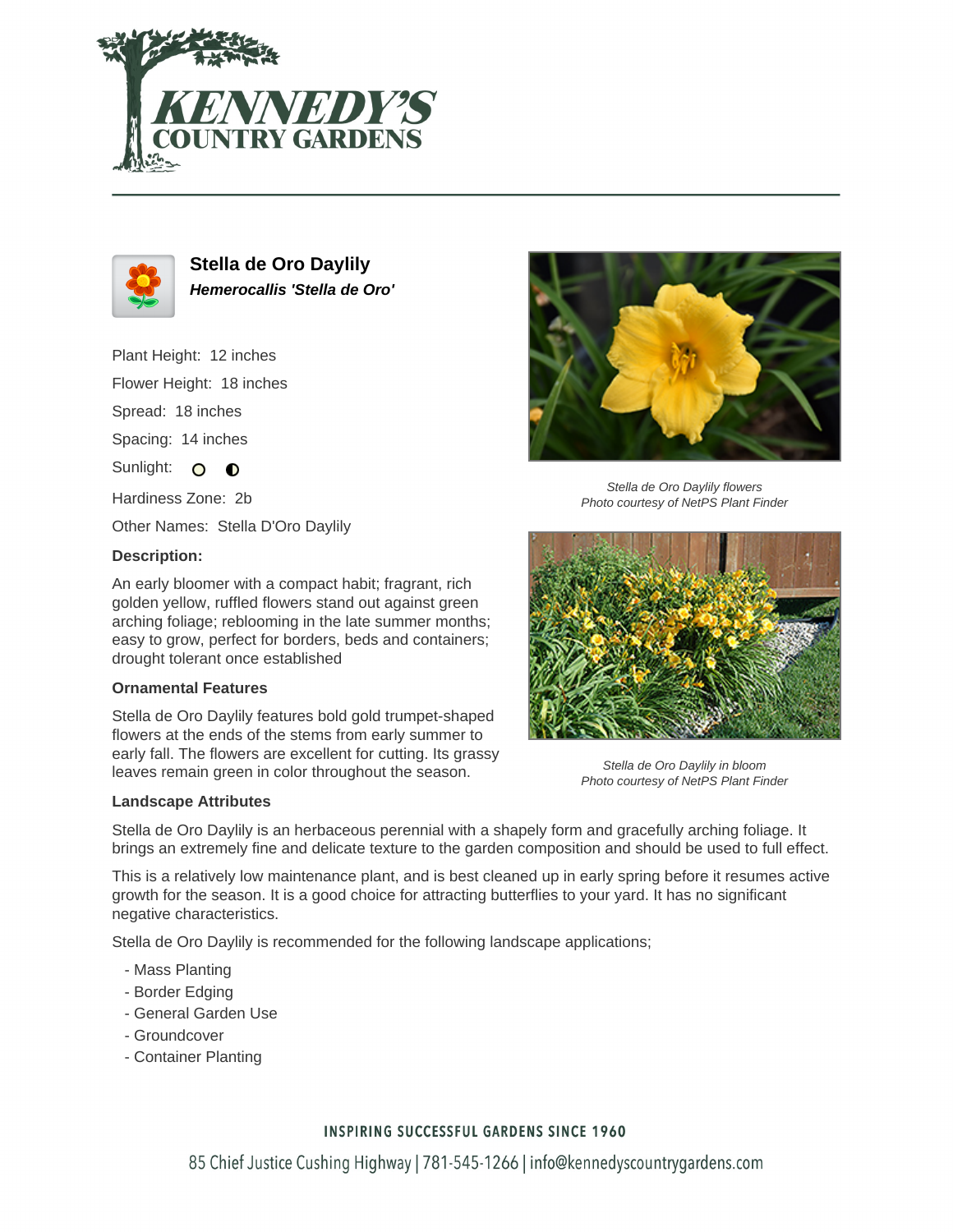# Stella de Oro Daylily

***Hemerocallis 'Stella de Oro'***

Plant Height: 12 inches

Flower Height: 18 inches

Spread: 18 inches

Spacing: 14 inches

Sunlight:

Hardiness Zone: 2b

Other Names: Stella D'Oro Daylily

**Description:**

An early bloomer with a compact habit; fragrant, rich golden yellow, ruffled flowers stand out against green arching foliage; reblooming in the late summer months; easy to grow, perfect for borders, beds and containers; drought tolerant once established

**Ornamental Features**

Stella de Oro Daylily features bold gold trumpet-shaped flowers at the ends of the stems from early summer to early fall. The flowers are excellent for cutting. Its grassy leaves remain green in color throughout the season.

*Stella de Oro Daylily flowers*
*Photo courtesy of NetPS Plant Finder*

*Stella de Oro Daylily in bloom*
*Photo courtesy of NetPS Plant Finder*

**Landscape Attributes**

Stella de Oro Daylily is an herbaceous perennial with a shapely form and gracefully arching foliage. It brings an extremely fine and delicate texture to the garden composition and should be used to full effect.

This is a relatively low maintenance plant, and is best cleaned up in early spring before it resumes active growth for the season. It is a good choice for attracting butterflies to your yard. It has no significant negative characteristics.

Stella de Oro Daylily is recommended for the following landscape applications;

- Mass Planting
- Border Edging
- General Garden Use
- Groundcover
- Container Planting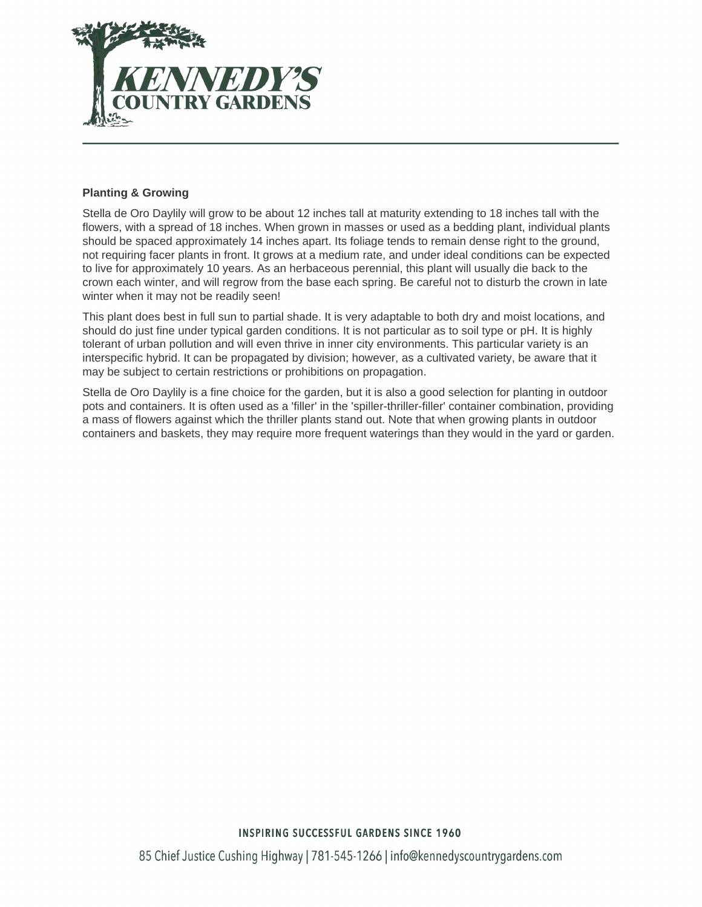## Planting & Growing

Stella de Oro Daylily will grow to be about 12 inches tall at maturity extending to 18 inches tall with the flowers, with a spread of 18 inches. When grown in masses or used as a bedding plant, individual plants should be spaced approximately 14 inches apart. Its foliage tends to remain dense right to the ground, not requiring facer plants in front. It grows at a medium rate, and under ideal conditions can be expected to live for approximately 10 years. As an herbaceous perennial, this plant will usually die back to the crown each winter, and will regrow from the base each spring. Be careful not to disturb the crown in late winter when it may not be readily seen!

This plant does best in full sun to partial shade. It is very adaptable to both dry and moist locations, and should do just fine under typical garden conditions. It is not particular as to soil type or pH. It is highly tolerant of urban pollution and will even thrive in inner city environments. This particular variety is an interspecific hybrid. It can be propagated by division; however, as a cultivated variety, be aware that it may be subject to certain restrictions or prohibitions on propagation.

Stella de Oro Daylily is a fine choice for the garden, but it is also a good selection for planting in outdoor pots and containers. It is often used as a 'filler' in the 'spiller-thriller-filler' container combination, providing a mass of flowers against which the thriller plants stand out. Note that when growing plants in outdoor containers and baskets, they may require more frequent waterings than they would in the yard or garden.